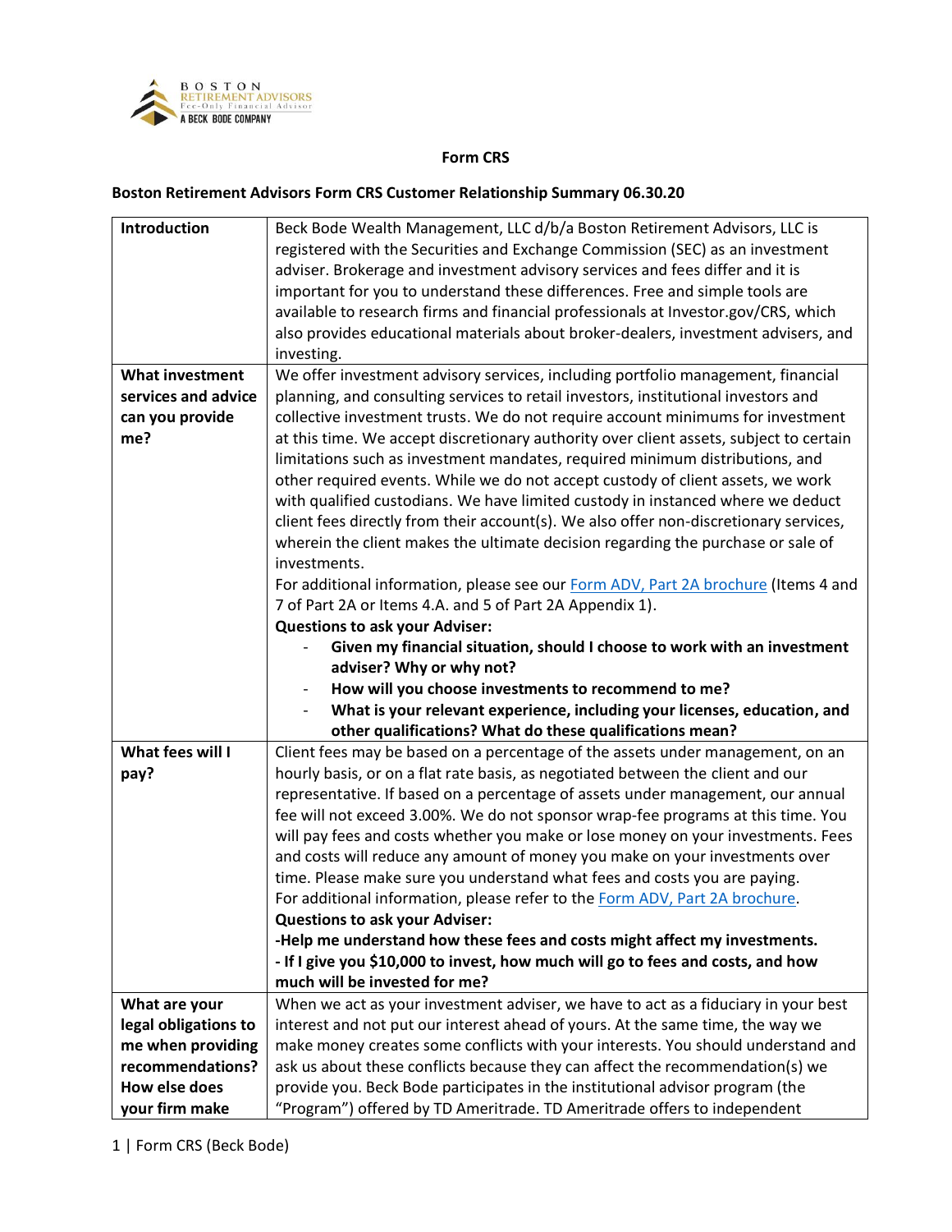BOSTON RETIREMENT ADVISORS
Fee-Only Financial Advisor
A BECK BODE COMPANY

# Form CRS

## Boston Retirement Advisors Form CRS Customer Relationship Summary 06.30.20

| | |
|---|---|
| **Introduction** | Beck Bode Wealth Management, LLC d/b/a Boston Retirement Advisors, LLC is registered with the Securities and Exchange Commission (SEC) as an investment adviser. Brokerage and investment advisory services and fees differ and it is important for you to understand these differences. Free and simple tools are available to research firms and financial professionals at Investor.gov/CRS, which also provides educational materials about broker-dealers, investment advisers, and investing. |
| **What investment services and advice can you provide me?** | We offer investment advisory services, including portfolio management, financial planning, and consulting services to retail investors, institutional investors and collective investment trusts. We do not require account minimums for investment at this time. We accept discretionary authority over client assets, subject to certain limitations such as investment mandates, required minimum distributions, and other required events. While we do not accept custody of client assets, we work with qualified custodians. We have limited custody in instanced where we deduct client fees directly from their account(s). We also offer non-discretionary services, wherein the client makes the ultimate decision regarding the purchase or sale of investments.<br>For additional information, please see our Form ADV, Part 2A brochure (Items 4 and 7 of Part 2A or Items 4.A. and 5 of Part 2A Appendix 1).<br>**Questions to ask your Adviser:**<br>- **Given my financial situation, should I choose to work with an investment adviser? Why or why not?**<br>- **How will you choose investments to recommend to me?**<br>- **What is your relevant experience, including your licenses, education, and other qualifications? What do these qualifications mean?** |
| **What fees will I pay?** | Client fees may be based on a percentage of the assets under management, on an hourly basis, or on a flat rate basis, as negotiated between the client and our representative. If based on a percentage of assets under management, our annual fee will not exceed 3.00%. We do not sponsor wrap-fee programs at this time. You will pay fees and costs whether you make or lose money on your investments. Fees and costs will reduce any amount of money you make on your investments over time. Please make sure you understand what fees and costs you are paying.<br>For additional information, please refer to the Form ADV, Part 2A brochure.<br>**Questions to ask your Adviser:**<br>**-Help me understand how these fees and costs might affect my investments.**<br>**- If I give you $10,000 to invest, how much will go to fees and costs, and how much will be invested for me?** |
| **What are your legal obligations to me when providing recommendations? How else does your firm make** | When we act as your investment adviser, we have to act as a fiduciary in your best interest and not put our interest ahead of yours. At the same time, the way we make money creates some conflicts with your interests. You should understand and ask us about these conflicts because they can affect the recommendation(s) we provide you. Beck Bode participates in the institutional advisor program (the "Program") offered by TD Ameritrade. TD Ameritrade offers to independent |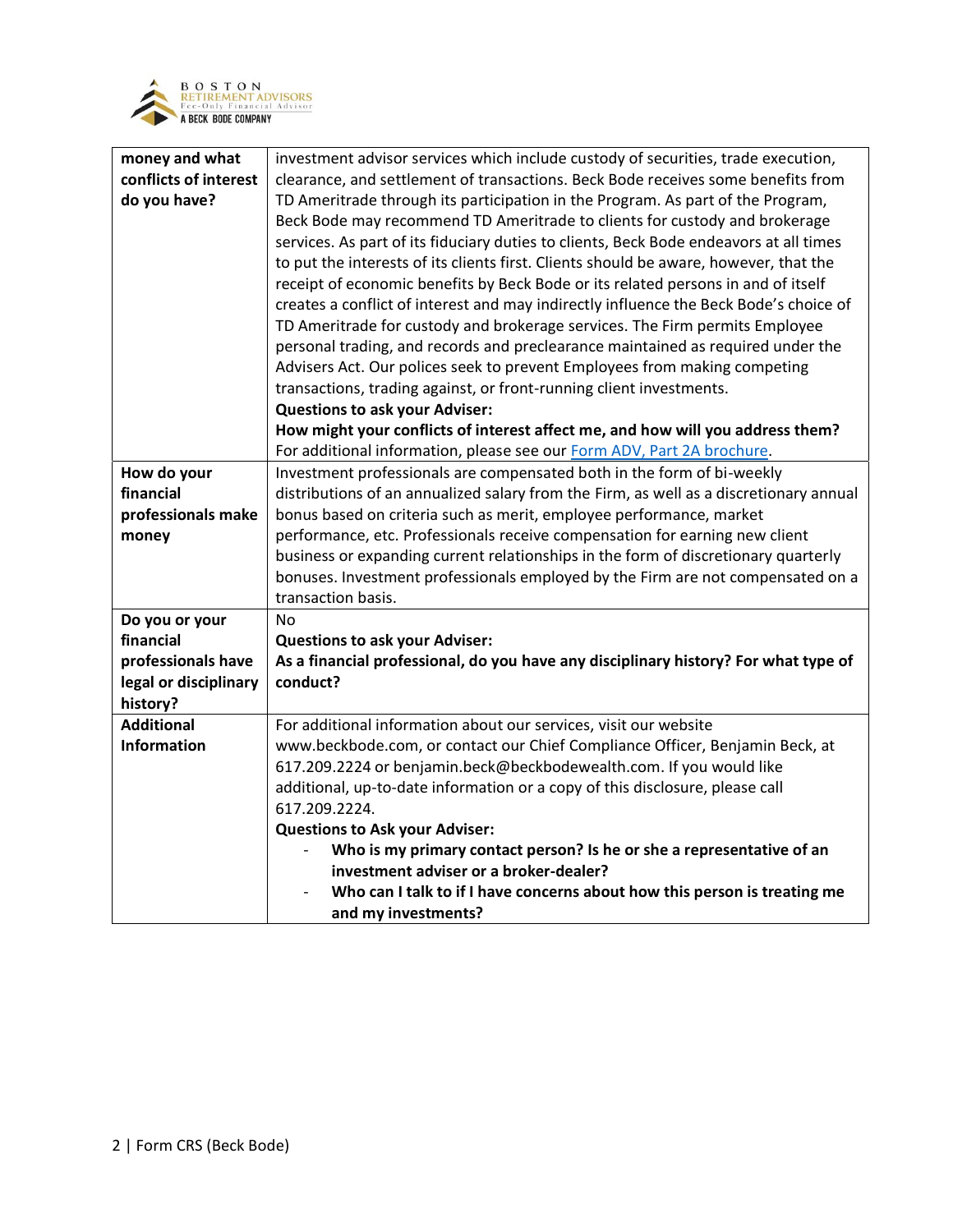| | |
|---|---|
| **money and what conflicts of interest do you have?** | investment advisor services which include custody of securities, trade execution, clearance, and settlement of transactions. Beck Bode receives some benefits from TD Ameritrade through its participation in the Program. As part of the Program, Beck Bode may recommend TD Ameritrade to clients for custody and brokerage services. As part of its fiduciary duties to clients, Beck Bode endeavors at all times to put the interests of its clients first. Clients should be aware, however, that the receipt of economic benefits by Beck Bode or its related persons in and of itself creates a conflict of interest and may indirectly influence the Beck Bode's choice of TD Ameritrade for custody and brokerage services. The Firm permits Employee personal trading, and records and preclearance maintained as required under the Advisers Act. Our polices seek to prevent Employees from making competing transactions, trading against, or front-running client investments. <br>**Questions to ask your Adviser:** <br>**How might your conflicts of interest affect me, and how will you address them?** <br>For additional information, please see our [Form ADV, Part 2A brochure](). |
| **How do your financial professionals make money** | Investment professionals are compensated both in the form of bi-weekly distributions of an annualized salary from the Firm, as well as a discretionary annual bonus based on criteria such as merit, employee performance, market performance, etc. Professionals receive compensation for earning new client business or expanding current relationships in the form of discretionary quarterly bonuses. Investment professionals employed by the Firm are not compensated on a transaction basis. |
| **Do you or your financial professionals have legal or disciplinary history?** | No <br>**Questions to ask your Adviser:** <br>**As a financial professional, do you have any disciplinary history? For what type of conduct?** |
| **Additional Information** | For additional information about our services, visit our website www.beckbode.com, or contact our Chief Compliance Officer, Benjamin Beck, at 617.209.2224 or benjamin.beck@beckbodewealth.com. If you would like additional, up-to-date information or a copy of this disclosure, please call 617.209.2224. <br>**Questions to Ask your Adviser:** <br>- **Who is my primary contact person? Is he or she a representative of an investment adviser or a broker-dealer?** <br>- **Who can I talk to if I have concerns about how this person is treating me and my investments?** |